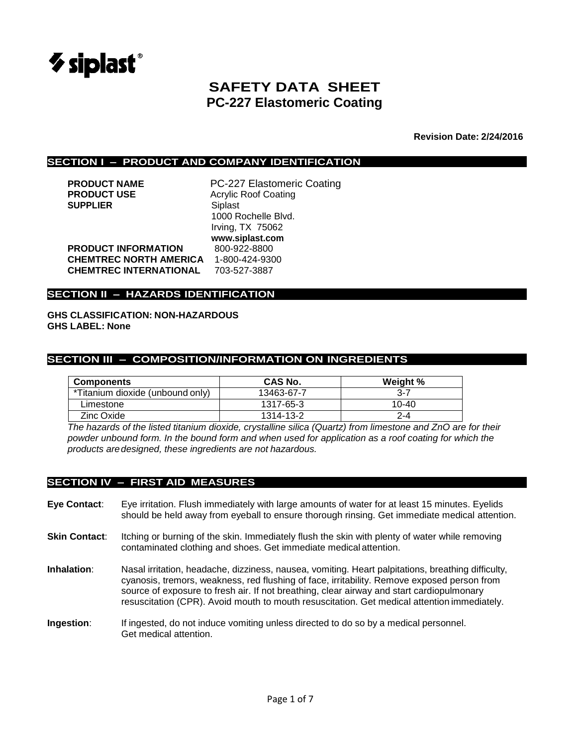siplast®

# SAFETY DATA SHEET
## PC-227 Elastomeric Coating

**Revision Date: 2/24/2016**

## SECTION I – PRODUCT AND COMPANY IDENTIFICATION

**PRODUCT NAME** PC-227 Elastomeric Coating
**PRODUCT USE** Acrylic Roof Coating
**SUPPLIER** Siplast
1000 Rochelle Blvd.
Irving, TX 75062
**www.siplast.com**
**PRODUCT INFORMATION** 800-922-8800
**CHEMTREC NORTH AMERICA** 1-800-424-9300
**CHEMTREC INTERNATIONAL** 703-527-3887

## SECTION II – HAZARDS IDENTIFICATION

**GHS CLASSIFICATION: NON-HAZARDOUS**
**GHS LABEL: None**

## SECTION III – COMPOSITION/INFORMATION ON INGREDIENTS

| Components | CAS No. | Weight % |
|---|---|---|
| *Titanium dioxide (unbound only) | 13463-67-7 | 3-7 |
| Limestone | 1317-65-3 | 10-40 |
| Zinc Oxide | 1314-13-2 | 2-4 |

*The hazards of the listed titanium dioxide, crystalline silica (Quartz) from limestone and ZnO are for their powder unbound form. In the bound form and when used for application as a roof coating for which the products are designed, these ingredients are not hazardous.*

## SECTION IV – FIRST AID MEASURES

**Eye Contact**: Eye irritation. Flush immediately with large amounts of water for at least 15 minutes. Eyelids should be held away from eyeball to ensure thorough rinsing. Get immediate medical attention.

**Skin Contact**: Itching or burning of the skin. Immediately flush the skin with plenty of water while removing contaminated clothing and shoes. Get immediate medical attention.

**Inhalation**: Nasal irritation, headache, dizziness, nausea, vomiting. Heart palpitations, breathing difficulty, cyanosis, tremors, weakness, red flushing of face, irritability. Remove exposed person from source of exposure to fresh air. If not breathing, clear airway and start cardiopulmonary resuscitation (CPR). Avoid mouth to mouth resuscitation. Get medical attention immediately.

**Ingestion**: If ingested, do not induce vomiting unless directed to do so by a medical personnel. Get medical attention.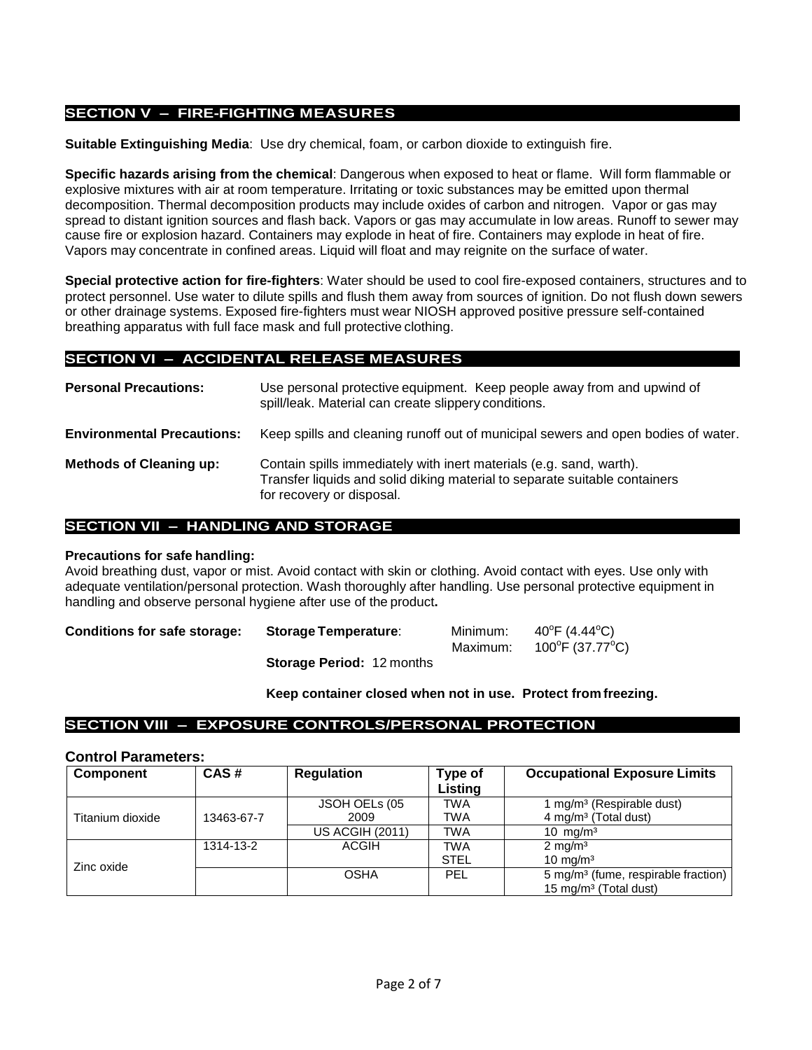## SECTION V – FIRE-FIGHTING MEASURES

**Suitable Extinguishing Media**: Use dry chemical, foam, or carbon dioxide to extinguish fire.

**Specific hazards arising from the chemical**: Dangerous when exposed to heat or flame. Will form flammable or explosive mixtures with air at room temperature. Irritating or toxic substances may be emitted upon thermal decomposition. Thermal decomposition products may include oxides of carbon and nitrogen. Vapor or gas may spread to distant ignition sources and flash back. Vapors or gas may accumulate in low areas. Runoff to sewer may cause fire or explosion hazard. Containers may explode in heat of fire. Containers may explode in heat of fire. Vapors may concentrate in confined areas. Liquid will float and may reignite on the surface of water.

**Special protective action for fire-fighters**: Water should be used to cool fire-exposed containers, structures and to protect personnel. Use water to dilute spills and flush them away from sources of ignition. Do not flush down sewers or other drainage systems. Exposed fire-fighters must wear NIOSH approved positive pressure self-contained breathing apparatus with full face mask and full protective clothing.

## SECTION VI – ACCIDENTAL RELEASE MEASURES

**Personal Precautions:** Use personal protective equipment. Keep people away from and upwind of spill/leak. Material can create slippery conditions.

**Environmental Precautions:** Keep spills and cleaning runoff out of municipal sewers and open bodies of water.

**Methods of Cleaning up:** Contain spills immediately with inert materials (e.g. sand, earth). Transfer liquids and solid diking material to separate suitable containers for recovery or disposal.

## SECTION VII – HANDLING AND STORAGE

**Precautions for safe handling:**

Avoid breathing dust, vapor or mist. Avoid contact with skin or clothing. Avoid contact with eyes. Use only with adequate ventilation/personal protection. Wash thoroughly after handling. Use personal protective equipment in handling and observe personal hygiene after use of the product**.**

**Conditions for safe storage:** **Storage Temperature**: Minimum: 40°F (4.44°C) Maximum: 100°F (37.77°C)

**Storage Period:** 12 months

**Keep container closed when not in use. Protect from freezing.**

## SECTION VIII – EXPOSURE CONTROLS/PERSONAL PROTECTION

**Control Parameters:**

| Component | CAS # | Regulation | Type of Listing | Occupational Exposure Limits |
|---|---|---|---|---|
| Titanium dioxide | 13463-67-7 | JSOH OELs (05 2009 | TWA<br>TWA | 1 mg/m³ (Respirable dust)<br>4 mg/m³ (Total dust) |
| | | US ACGIH (2011) | TWA | 10 mg/m³ |
| Zinc oxide | 1314-13-2 | ACGIH | TWA<br>STEL | 2 mg/m³<br>10 mg/m³ |
| | | OSHA | PEL | 5 mg/m³ (fume, respirable fraction)<br>15 mg/m³ (Total dust) |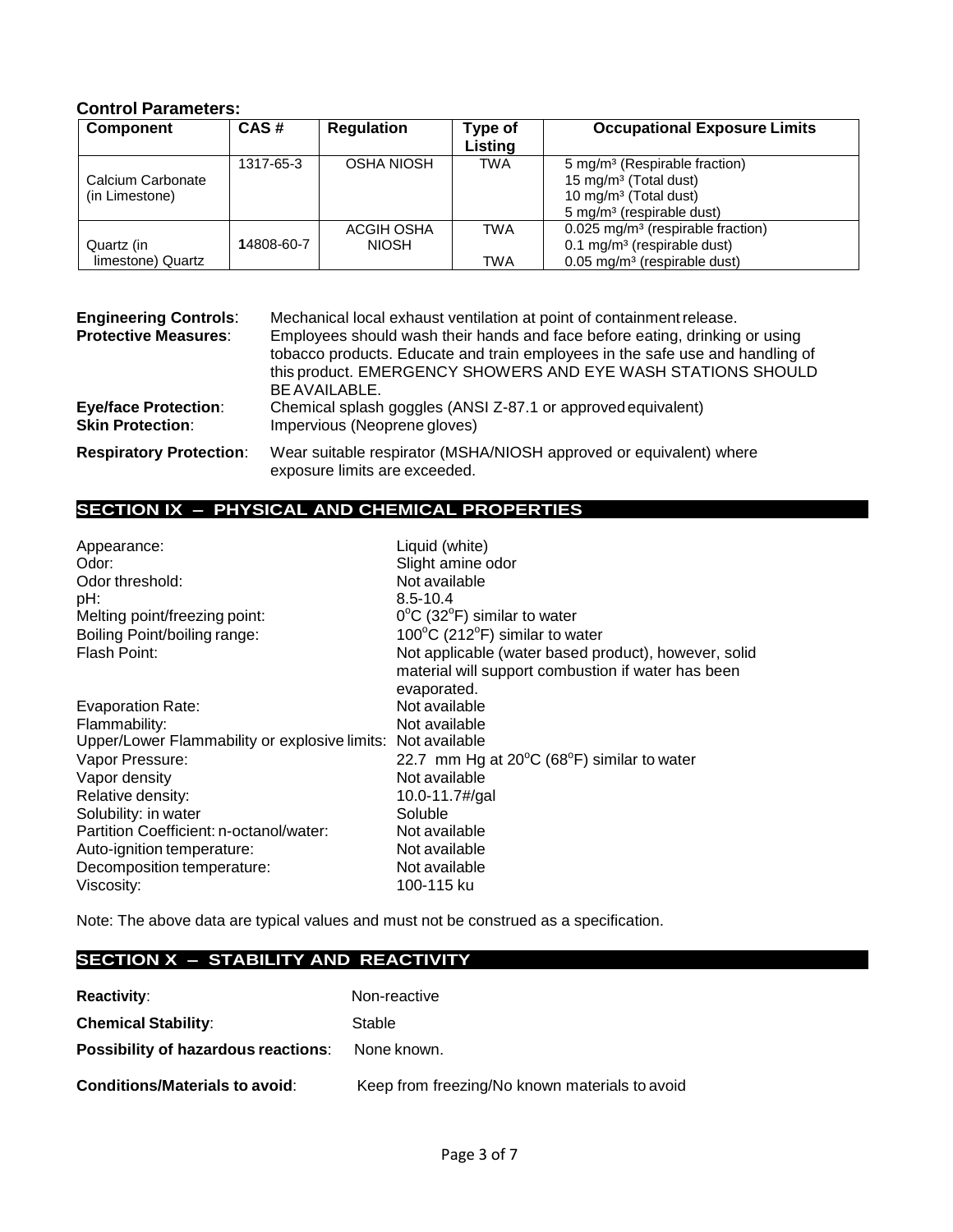**Control Parameters:**

| Component | CAS # | Regulation | Type of Listing | Occupational Exposure Limits |
|---|---|---|---|---|
| Calcium Carbonate (in Limestone) | 1317-65-3 | OSHA NIOSH | TWA | 5 mg/m³ (Respirable fraction)<br>15 mg/m³ (Total dust)<br>10 mg/m³ (Total dust)<br>5 mg/m³ (respirable dust) |
| Quartz (in limestone) Quartz | 14808-60-7 | ACGIH OSHA NIOSH | TWA<br>TWA | 0.025 mg/m³ (respirable fraction)<br>0.1 mg/m³ (respirable dust)<br>0.05 mg/m³ (respirable dust) |

**Engineering Controls**: Mechanical local exhaust ventilation at point of containment release.

**Protective Measures**: Employees should wash their hands and face before eating, drinking or using tobacco products. Educate and train employees in the safe use and handling of this product. EMERGENCY SHOWERS AND EYE WASH STATIONS SHOULD BE AVAILABLE.

**Eye/face Protection**: Chemical splash goggles (ANSI Z-87.1 or approved equivalent)

**Skin Protection**: Impervious (Neoprene gloves)

**Respiratory Protection**: Wear suitable respirator (MSHA/NIOSH approved or equivalent) where exposure limits are exceeded.

## SECTION IX – PHYSICAL AND CHEMICAL PROPERTIES

| | |
|---|---|
| Appearance: | Liquid (white) |
| Odor: | Slight amine odor |
| Odor threshold: | Not available |
| pH: | 8.5-10.4 |
| Melting point/freezing point: | 0°C (32°F) similar to water |
| Boiling Point/boiling range: | 100°C (212°F) similar to water |
| Flash Point: | Not applicable (water based product), however, solid material will support combustion if water has been evaporated. |
| Evaporation Rate: | Not available |
| Flammability: | Not available |
| Upper/Lower Flammability or explosive limits: | Not available |
| Vapor Pressure: | 22.7 mm Hg at 20°C (68°F) similar to water |
| Vapor density | Not available |
| Relative density: | 10.0-11.7#/gal |
| Solubility: in water | Soluble |
| Partition Coefficient: n-octanol/water: | Not available |
| Auto-ignition temperature: | Not available |
| Decomposition temperature: | Not available |
| Viscosity: | 100-115 ku |

Note: The above data are typical values and must not be construed as a specification.

## SECTION X – STABILITY AND REACTIVITY

**Reactivity**: Non-reactive

**Chemical Stability**: Stable

**Possibility of hazardous reactions**: None known.

**Conditions/Materials to avoid**: Keep from freezing/No known materials to avoid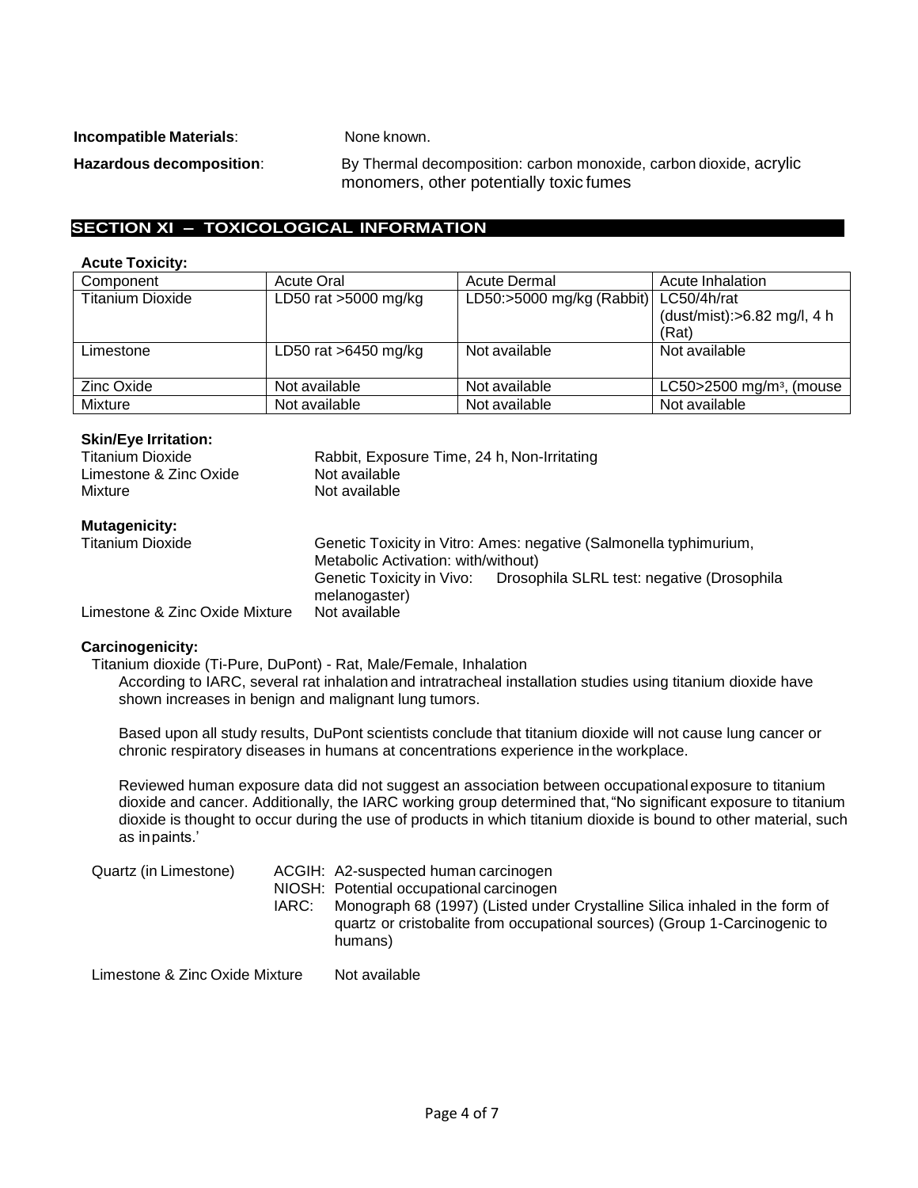**Incompatible Materials**: None known.

**Hazardous decomposition**: By Thermal decomposition: carbon monoxide, carbon dioxide, acrylic monomers, other potentially toxic fumes

## SECTION XI – TOXICOLOGICAL INFORMATION

**Acute Toxicity:**

| Component | Acute Oral | Acute Dermal | Acute Inhalation |
|---|---|---|---|
| Titanium Dioxide | LD50 rat >5000 mg/kg | LD50:>5000 mg/kg (Rabbit) | LC50/4h/rat (dust/mist):>6.82 mg/l, 4 h (Rat) |
| Limestone | LD50 rat >6450 mg/kg | Not available | Not available |
| Zinc Oxide | Not available | Not available | LC50>2500 mg/m³, (mouse |
| Mixture | Not available | Not available | Not available |

**Skin/Eye Irritation:**

Titanium Dioxide — Rabbit, Exposure Time, 24 h, Non-Irritating
Limestone & Zinc Oxide — Not available
Mixture — Not available

**Mutagenicity:**

Titanium Dioxide — Genetic Toxicity in Vitro: Ames: negative (Salmonella typhimurium, Metabolic Activation: with/without)
Genetic Toxicity in Vivo: Drosophila SLRL test: negative (Drosophila melanogaster)

Limestone & Zinc Oxide Mixture — Not available

**Carcinogenicity:**

Titanium dioxide (Ti-Pure, DuPont) - Rat, Male/Female, Inhalation

According to IARC, several rat inhalation and intratracheal installation studies using titanium dioxide have shown increases in benign and malignant lung tumors.

Based upon all study results, DuPont scientists conclude that titanium dioxide will not cause lung cancer or chronic respiratory diseases in humans at concentrations experience in the workplace.

Reviewed human exposure data did not suggest an association between occupational exposure to titanium dioxide and cancer. Additionally, the IARC working group determined that, "No significant exposure to titanium dioxide is thought to occur during the use of products in which titanium dioxide is bound to other material, such as in paints.'

Quartz (in Limestone)
- ACGIH: A2-suspected human carcinogen
- NIOSH: Potential occupational carcinogen
- IARC: Monograph 68 (1997) (Listed under Crystalline Silica inhaled in the form of quartz or cristobalite from occupational sources) (Group 1-Carcinogenic to humans)

Limestone & Zinc Oxide Mixture — Not available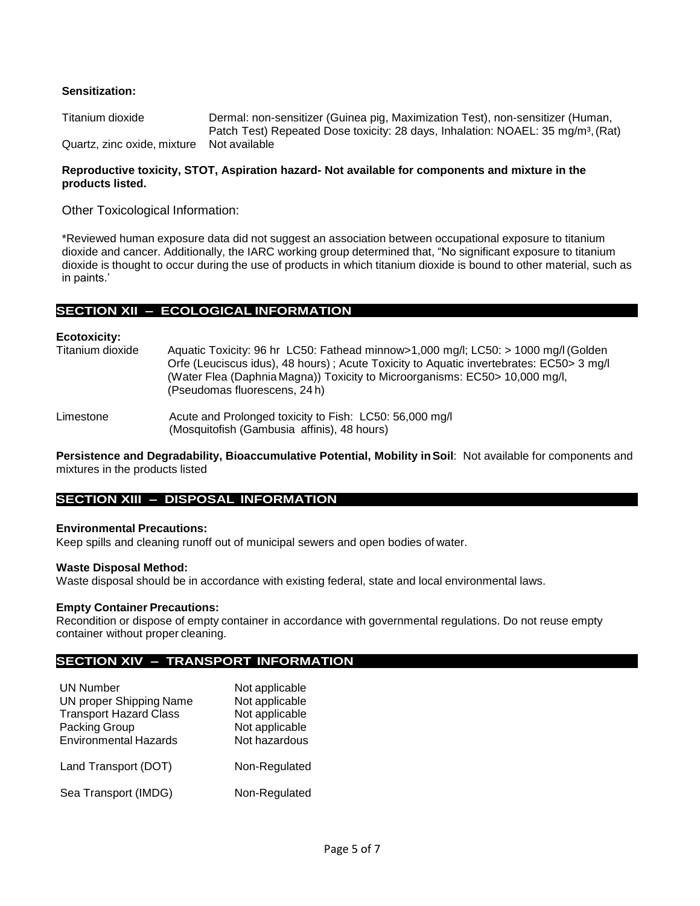**Sensitization:**

| | |
|---|---|
| Titanium dioxide | Dermal: non-sensitizer (Guinea pig, Maximization Test), non-sensitizer (Human, Patch Test) Repeated Dose toxicity: 28 days, Inhalation: NOAEL: 35 mg/m³, (Rat) |
| Quartz, zinc oxide, mixture | Not available |

**Reproductive toxicity, STOT, Aspiration hazard- Not available for components and mixture in the products listed.**

Other Toxicological Information:

*Reviewed human exposure data did not suggest an association between occupational exposure to titanium dioxide and cancer. Additionally, the IARC working group determined that, "No significant exposure to titanium dioxide is thought to occur during the use of products in which titanium dioxide is bound to other material, such as in paints.'

## SECTION XII – ECOLOGICAL INFORMATION

**Ecotoxicity:**

| | |
|---|---|
| Titanium dioxide | Aquatic Toxicity: 96 hr LC50: Fathead minnow>1,000 mg/l; LC50: > 1000 mg/l (Golden Orfe (Leuciscus idus), 48 hours) ; Acute Toxicity to Aquatic invertebrates: EC50> 3 mg/l (Water Flea (Daphnia Magna)) Toxicity to Microorganisms: EC50> 10,000 mg/l, (Pseudomas fluorescens, 24 h) |
| Limestone | Acute and Prolonged toxicity to Fish: LC50: 56,000 mg/l (Mosquitofish (Gambusia affinis), 48 hours) |

**Persistence and Degradability, Bioaccumulative Potential, Mobility in Soil**: Not available for components and mixtures in the products listed

## SECTION XIII – DISPOSAL INFORMATION

**Environmental Precautions:**
Keep spills and cleaning runoff out of municipal sewers and open bodies of water.

**Waste Disposal Method:**
Waste disposal should be in accordance with existing federal, state and local environmental laws.

**Empty Container Precautions:**
Recondition or dispose of empty container in accordance with governmental regulations. Do not reuse empty container without proper cleaning.

## SECTION XIV – TRANSPORT INFORMATION

| | |
|---|---|
| UN Number | Not applicable |
| UN proper Shipping Name | Not applicable |
| Transport Hazard Class | Not applicable |
| Packing Group | Not applicable |
| Environmental Hazards | Not hazardous |
| Land Transport (DOT) | Non-Regulated |
| Sea Transport (IMDG) | Non-Regulated |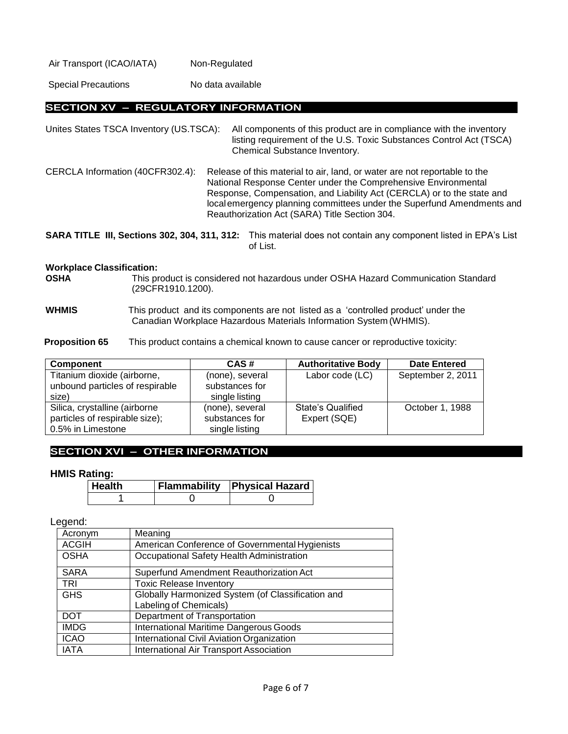Air Transport (ICAO/IATA) Non-Regulated

Special Precautions No data available

## SECTION XV – REGULATORY INFORMATION

Unites States TSCA Inventory (US.TSCA): All components of this product are in compliance with the inventory listing requirement of the U.S. Toxic Substances Control Act (TSCA) Chemical Substance Inventory.

CERCLA Information (40CFR302.4): Release of this material to air, land, or water are not reportable to the National Response Center under the Comprehensive Environmental Response, Compensation, and Liability Act (CERCLA) or to the state and local emergency planning committees under the Superfund Amendments and Reauthorization Act (SARA) Title Section 304.

**SARA TITLE III, Sections 302, 304, 311, 312:** This material does not contain any component listed in EPA's List of List.

**Workplace Classification:**

**OSHA** This product is considered not hazardous under OSHA Hazard Communication Standard (29CFR1910.1200).

**WHMIS** This product and its components are not listed as a 'controlled product' under the Canadian Workplace Hazardous Materials Information System (WHMIS).

**Proposition 65** This product contains a chemical known to cause cancer or reproductive toxicity:

| Component | CAS # | Authoritative Body | Date Entered |
| --- | --- | --- | --- |
| Titanium dioxide (airborne, unbound particles of respirable size) | (none), several substances for single listing | Labor code (LC) | September 2, 2011 |
| Silica, crystalline (airborne particles of respirable size); 0.5% in Limestone | (none), several substances for single listing | State's Qualified Expert (SQE) | October 1, 1988 |

## SECTION XVI – OTHER INFORMATION

### HMIS Rating:

| Health | Flammability | Physical Hazard |
| --- | --- | --- |
| 1 | 0 | 0 |

Legend:

| Acronym | Meaning |
| --- | --- |
| ACGIH | American Conference of Governmental Hygienists |
| OSHA | Occupational Safety Health Administration |
| SARA | Superfund Amendment Reauthorization Act |
| TRI | Toxic Release Inventory |
| GHS | Globally Harmonized System (of Classification and Labeling of Chemicals) |
| DOT | Department of Transportation |
| IMDG | International Maritime Dangerous Goods |
| ICAO | International Civil Aviation Organization |
| IATA | International Air Transport Association |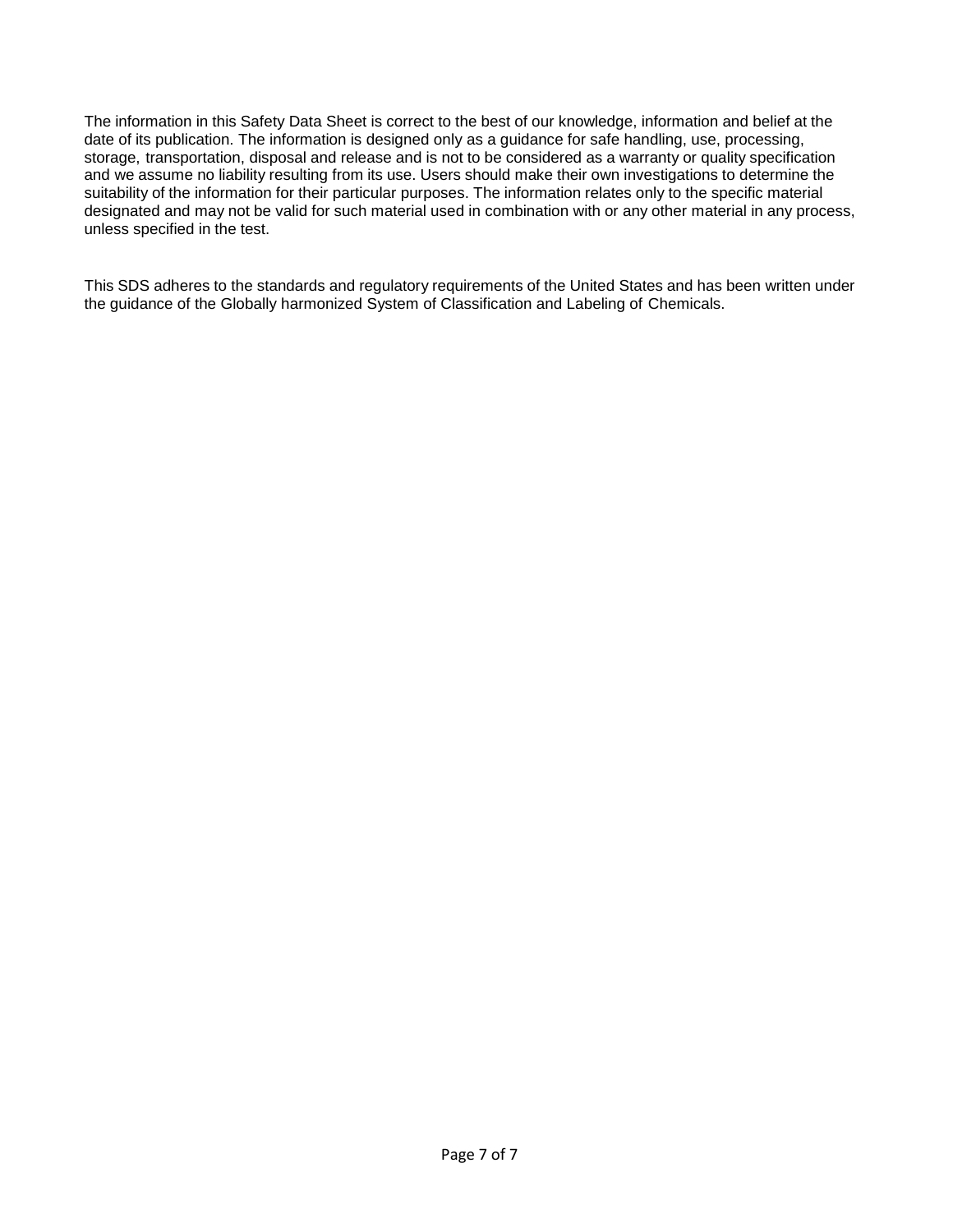The information in this Safety Data Sheet is correct to the best of our knowledge, information and belief at the date of its publication. The information is designed only as a guidance for safe handling, use, processing, storage, transportation, disposal and release and is not to be considered as a warranty or quality specification and we assume no liability resulting from its use. Users should make their own investigations to determine the suitability of the information for their particular purposes. The information relates only to the specific material designated and may not be valid for such material used in combination with or any other material in any process, unless specified in the test.

This SDS adheres to the standards and regulatory requirements of the United States and has been written under the guidance of the Globally harmonized System of Classification and Labeling of Chemicals.